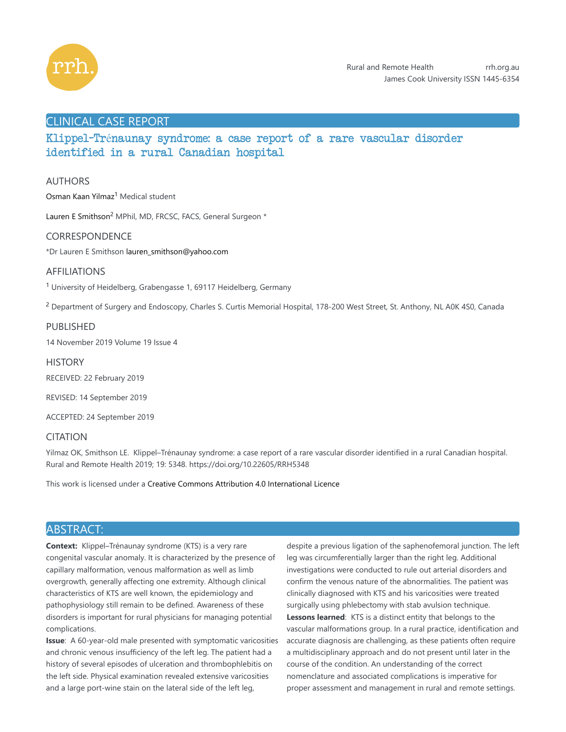## CLINICAL CASE REPORT

# Klippel-Trénaunay syndrome: a case report of a rare vascular disorder identified in a rural Canadian hospital

### AUTHORS

Osman Kaan Yilmaz[1] Medical student

Lauren E Smithson[2] MPhil, MD, FRCSC, FACS, General Surgeon *

### CORRESPONDENCE

*Dr Lauren E Smithson lauren_smithson@yahoo.com

### AFFILIATIONS

[1] University of Heidelberg, Grabengasse 1, 69117 Heidelberg, Germany

[2] Department of Surgery and Endoscopy, Charles S. Curtis Memorial Hospital, 178-200 West Street, St. Anthony, NL A0K 4S0, Canada

### PUBLISHED

14 November 2019 Volume 19 Issue 4

### HISTORY

RECEIVED: 22 February 2019

REVISED: 14 September 2019

ACCEPTED: 24 September 2019

### CITATION

Yilmaz OK, Smithson LE. Klippel–Trénaunay syndrome: a case report of a rare vascular disorder identified in a rural Canadian hospital. Rural and Remote Health 2019; 19: 5348. https://doi.org/10.22605/RRH5348

This work is licensed under a Creative Commons Attribution 4.0 International Licence

## ABSTRACT:

**Context:** Klippel–Trénaunay syndrome (KTS) is a very rare congenital vascular anomaly. It is characterized by the presence of capillary malformation, venous malformation as well as limb overgrowth, generally affecting one extremity. Although clinical characteristics of KTS are well known, the epidemiology and pathophysiology still remain to be defined. Awareness of these disorders is important for rural physicians for managing potential complications.

**Issue**: A 60-year-old male presented with symptomatic varicosities and chronic venous insufficiency of the left leg. The patient had a history of several episodes of ulceration and thrombophlebitis on the left side. Physical examination revealed extensive varicosities and a large port-wine stain on the lateral side of the left leg, despite a previous ligation of the saphenofemoral junction. The left leg was circumferentially larger than the right leg. Additional investigations were conducted to rule out arterial disorders and confirm the venous nature of the abnormalities. The patient was clinically diagnosed with KTS and his varicosities were treated surgically using phlebectomy with stab avulsion technique.

**Lessons learned**: KTS is a distinct entity that belongs to the vascular malformations group. In a rural practice, identification and accurate diagnosis are challenging, as these patients often require a multidisciplinary approach and do not present until later in the course of the condition. An understanding of the correct nomenclature and associated complications is imperative for proper assessment and management in rural and remote settings.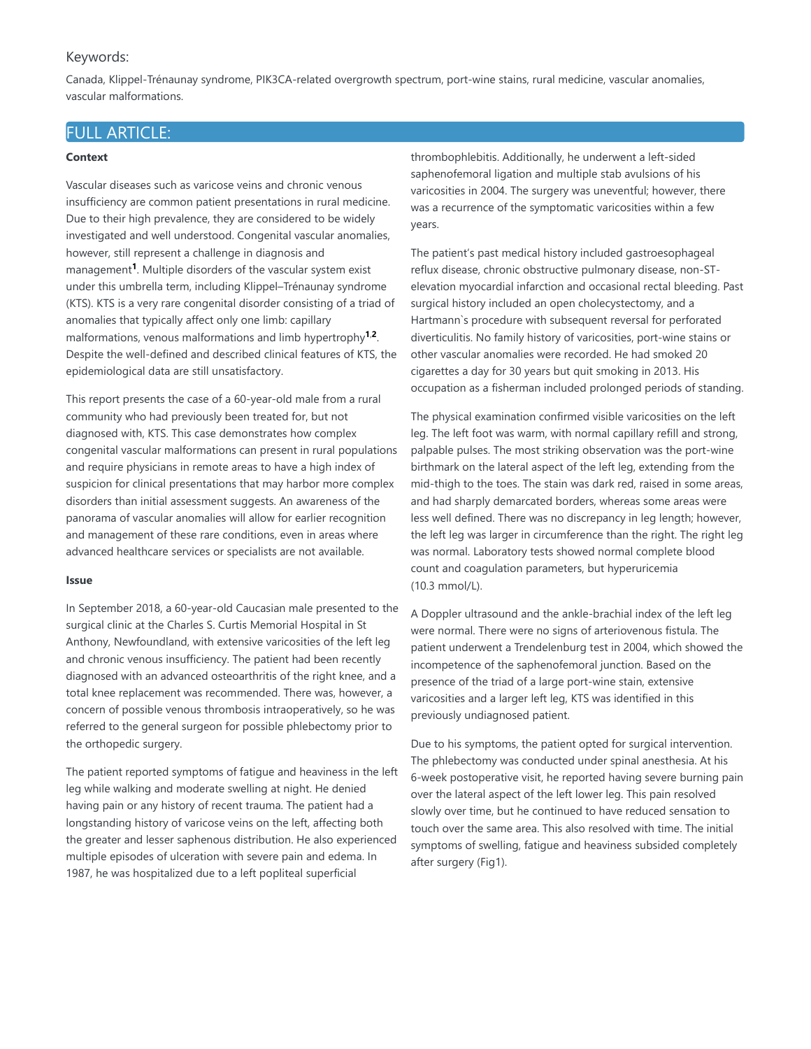## Keywords:

Canada, Klippel-Trénaunay syndrome, PIK3CA-related overgrowth spectrum, port-wine stains, rural medicine, vascular anomalies, vascular malformations.

## FULL ARTICLE:

**Context**

Vascular diseases such as varicose veins and chronic venous insufficiency are common patient presentations in rural medicine. Due to their high prevalence, they are considered to be widely investigated and well understood. Congenital vascular anomalies, however, still represent a challenge in diagnosis and management[1]. Multiple disorders of the vascular system exist under this umbrella term, including Klippel–Trénaunay syndrome (KTS). KTS is a very rare congenital disorder consisting of a triad of anomalies that typically affect only one limb: capillary malformations, venous malformations and limb hypertrophy[1,2]. Despite the well-defined and described clinical features of KTS, the epidemiological data are still unsatisfactory.

This report presents the case of a 60-year-old male from a rural community who had previously been treated for, but not diagnosed with, KTS. This case demonstrates how complex congenital vascular malformations can present in rural populations and require physicians in remote areas to have a high index of suspicion for clinical presentations that may harbor more complex disorders than initial assessment suggests. An awareness of the panorama of vascular anomalies will allow for earlier recognition and management of these rare conditions, even in areas where advanced healthcare services or specialists are not available.

**Issue**

In September 2018, a 60-year-old Caucasian male presented to the surgical clinic at the Charles S. Curtis Memorial Hospital in St Anthony, Newfoundland, with extensive varicosities of the left leg and chronic venous insufficiency. The patient had been recently diagnosed with an advanced osteoarthritis of the right knee, and a total knee replacement was recommended. There was, however, a concern of possible venous thrombosis intraoperatively, so he was referred to the general surgeon for possible phlebectomy prior to the orthopedic surgery.

The patient reported symptoms of fatigue and heaviness in the left leg while walking and moderate swelling at night. He denied having pain or any history of recent trauma. The patient had a longstanding history of varicose veins on the left, affecting both the greater and lesser saphenous distribution. He also experienced multiple episodes of ulceration with severe pain and edema. In 1987, he was hospitalized due to a left popliteal superficial thrombophlebitis. Additionally, he underwent a left-sided saphenofemoral ligation and multiple stab avulsions of his varicosities in 2004. The surgery was uneventful; however, there was a recurrence of the symptomatic varicosities within a few years.

The patient's past medical history included gastroesophageal reflux disease, chronic obstructive pulmonary disease, non-ST-elevation myocardial infarction and occasional rectal bleeding. Past surgical history included an open cholecystectomy, and a Hartmann`s procedure with subsequent reversal for perforated diverticulitis. No family history of varicosities, port-wine stains or other vascular anomalies were recorded. He had smoked 20 cigarettes a day for 30 years but quit smoking in 2013. His occupation as a fisherman included prolonged periods of standing.

The physical examination confirmed visible varicosities on the left leg. The left foot was warm, with normal capillary refill and strong, palpable pulses. The most striking observation was the port-wine birthmark on the lateral aspect of the left leg, extending from the mid-thigh to the toes. The stain was dark red, raised in some areas, and had sharply demarcated borders, whereas some areas were less well defined. There was no discrepancy in leg length; however, the left leg was larger in circumference than the right. The right leg was normal. Laboratory tests showed normal complete blood count and coagulation parameters, but hyperuricemia (10.3 mmol/L).

A Doppler ultrasound and the ankle-brachial index of the left leg were normal. There were no signs of arteriovenous fistula. The patient underwent a Trendelenburg test in 2004, which showed the incompetence of the saphenofemoral junction. Based on the presence of the triad of a large port-wine stain, extensive varicosities and a larger left leg, KTS was identified in this previously undiagnosed patient.

Due to his symptoms, the patient opted for surgical intervention. The phlebectomy was conducted under spinal anesthesia. At his 6-week postoperative visit, he reported having severe burning pain over the lateral aspect of the left lower leg. This pain resolved slowly over time, but he continued to have reduced sensation to touch over the same area. This also resolved with time. The initial symptoms of swelling, fatigue and heaviness subsided completely after surgery (Fig1).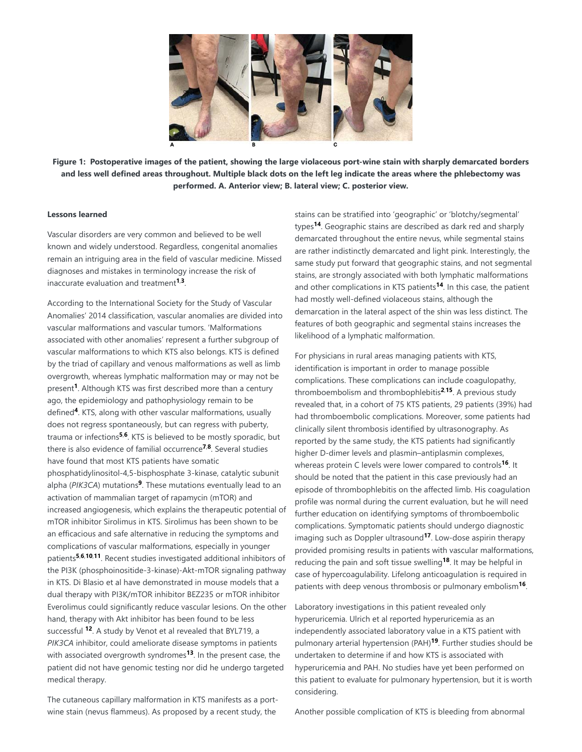**Figure 1: Postoperative images of the patient, showing the large violaceous port-wine stain with sharply demarcated borders and less well defined areas throughout. Multiple black dots on the left leg indicate the areas where the phlebectomy was performed. A. Anterior view; B. lateral view; C. posterior view.**

**Lessons learned**

Vascular disorders are very common and believed to be well known and widely understood. Regardless, congenital anomalies remain an intriguing area in the field of vascular medicine. Missed diagnoses and mistakes in terminology increase the risk of inaccurate evaluation and treatment[1,3].

According to the International Society for the Study of Vascular Anomalies' 2014 classification, vascular anomalies are divided into vascular malformations and vascular tumors. 'Malformations associated with other anomalies' represent a further subgroup of vascular malformations to which KTS also belongs. KTS is defined by the triad of capillary and venous malformations as well as limb overgrowth, whereas lymphatic malformation may or may not be present[1]. Although KTS was first described more than a century ago, the epidemiology and pathophysiology remain to be defined[4]. KTS, along with other vascular malformations, usually does not regress spontaneously, but can regress with puberty, trauma or infections[5,6]. KTS is believed to be mostly sporadic, but there is also evidence of familial occurrence[7,8]. Several studies have found that most KTS patients have somatic phosphatidylinositol-4,5-bisphosphate 3-kinase, catalytic subunit alpha (*PIK3CA*) mutations[9]. These mutations eventually lead to an activation of mammalian target of rapamycin (mTOR) and increased angiogenesis, which explains the therapeutic potential of mTOR inhibitor Sirolimus in KTS. Sirolimus has been shown to be an efficacious and safe alternative in reducing the symptoms and complications of vascular malformations, especially in younger patients[5,6,10,11]. Recent studies investigated additional inhibitors of the PI3K (phosphoinositide-3-kinase)-Akt-mTOR signaling pathway in KTS. Di Blasio et al have demonstrated in mouse models that a dual therapy with PI3K/mTOR inhibitor BEZ235 or mTOR inhibitor Everolimus could significantly reduce vascular lesions. On the other hand, therapy with Akt inhibitor has been found to be less successful [12]. A study by Venot et al revealed that BYL719, a *PIK3CA* inhibitor, could ameliorate disease symptoms in patients with associated overgrowth syndromes[13]. In the present case, the patient did not have genomic testing nor did he undergo targeted medical therapy.

The cutaneous capillary malformation in KTS manifests as a port-wine stain (nevus flammeus). As proposed by a recent study, the stains can be stratified into 'geographic' or 'blotchy/segmental' types[14]. Geographic stains are described as dark red and sharply demarcated throughout the entire nevus, while segmental stains are rather indistinctly demarcated and light pink. Interestingly, the same study put forward that geographic stains, and not segmental stains, are strongly associated with both lymphatic malformations and other complications in KTS patients[14]. In this case, the patient had mostly well-defined violaceous stains, although the demarcation in the lateral aspect of the shin was less distinct. The features of both geographic and segmental stains increases the likelihood of a lymphatic malformation.

For physicians in rural areas managing patients with KTS, identification is important in order to manage possible complications. These complications can include coagulopathy, thromboembolism and thrombophlebitis[2,15]. A previous study revealed that, in a cohort of 75 KTS patients, 29 patients (39%) had had thromboembolic complications. Moreover, some patients had clinically silent thrombosis identified by ultrasonography. As reported by the same study, the KTS patients had significantly higher D-dimer levels and plasmin–antiplasmin complexes, whereas protein C levels were lower compared to controls[16]. It should be noted that the patient in this case previously had an episode of thrombophlebitis on the affected limb. His coagulation profile was normal during the current evaluation, but he will need further education on identifying symptoms of thromboembolic complications. Symptomatic patients should undergo diagnostic imaging such as Doppler ultrasound[17]. Low-dose aspirin therapy provided promising results in patients with vascular malformations, reducing the pain and soft tissue swelling[18]. It may be helpful in case of hypercoagulability. Lifelong anticoagulation is required in patients with deep venous thrombosis or pulmonary embolism[16].

Laboratory investigations in this patient revealed only hyperuricemia. Ulrich et al reported hyperuricemia as an independently associated laboratory value in a KTS patient with pulmonary arterial hypertension (PAH)[19]. Further studies should be undertaken to determine if and how KTS is associated with hyperuricemia and PAH. No studies have yet been performed on this patient to evaluate for pulmonary hypertension, but it is worth considering.

Another possible complication of KTS is bleeding from abnormal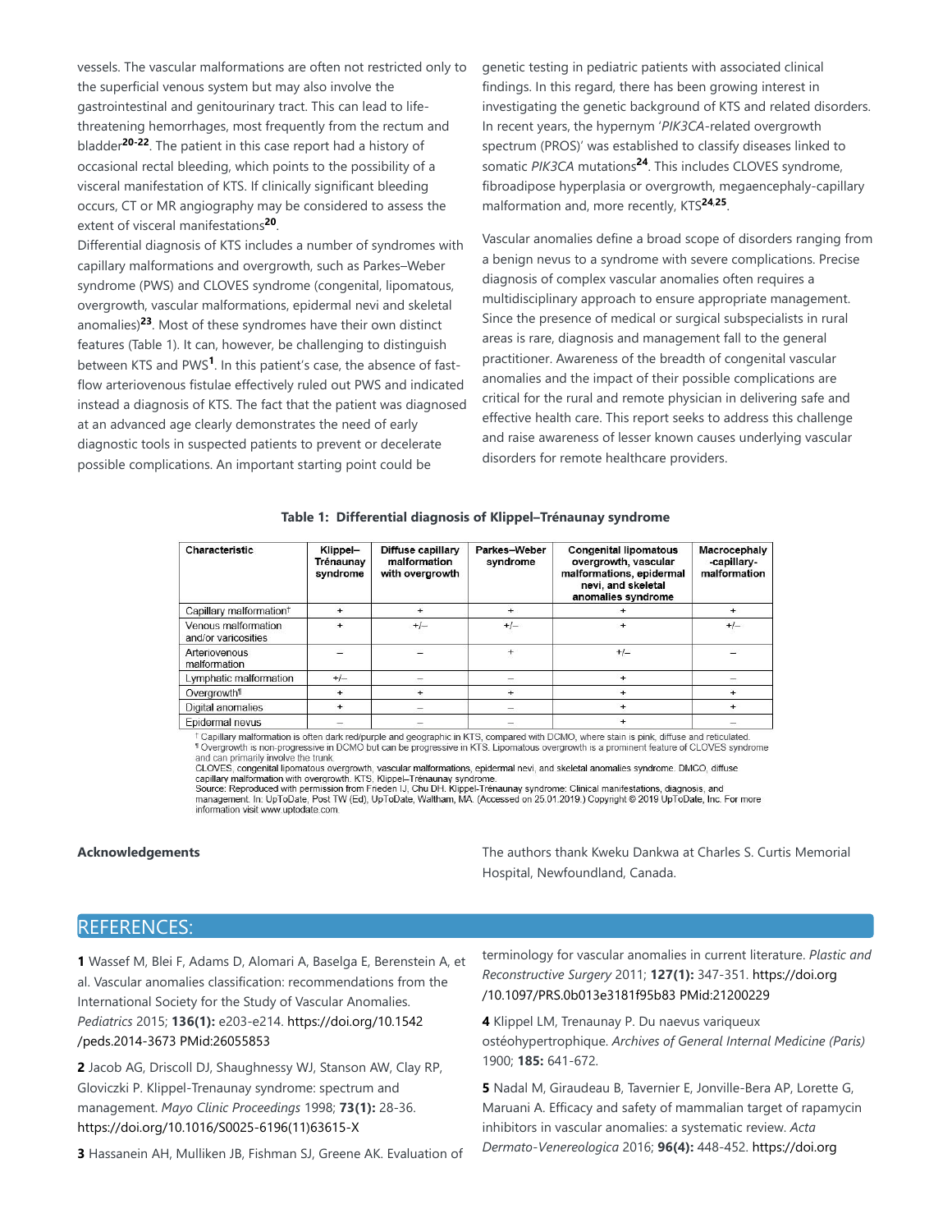vessels. The vascular malformations are often not restricted only to the superficial venous system but may also involve the gastrointestinal and genitourinary tract. This can lead to life-threatening hemorrhages, most frequently from the rectum and bladder[20-22]. The patient in this case report had a history of occasional rectal bleeding, which points to the possibility of a visceral manifestation of KTS. If clinically significant bleeding occurs, CT or MR angiography may be considered to assess the extent of visceral manifestations[20].

Differential diagnosis of KTS includes a number of syndromes with capillary malformations and overgrowth, such as Parkes–Weber syndrome (PWS) and CLOVES syndrome (congenital, lipomatous, overgrowth, vascular malformations, epidermal nevi and skeletal anomalies)[23]. Most of these syndromes have their own distinct features (Table 1). It can, however, be challenging to distinguish between KTS and PWS[1]. In this patient's case, the absence of fast-flow arteriovenous fistulae effectively ruled out PWS and indicated instead a diagnosis of KTS. The fact that the patient was diagnosed at an advanced age clearly demonstrates the need of early diagnostic tools in suspected patients to prevent or decelerate possible complications. An important starting point could be genetic testing in pediatric patients with associated clinical findings. In this regard, there has been growing interest in investigating the genetic background of KTS and related disorders. In recent years, the hypernym '*PIK3CA*-related overgrowth spectrum (PROS)' was established to classify diseases linked to somatic *PIK3CA* mutations[24]. This includes CLOVES syndrome, fibroadipose hyperplasia or overgrowth, megaencephaly-capillary malformation and, more recently, KTS[24,25].

Vascular anomalies define a broad scope of disorders ranging from a benign nevus to a syndrome with severe complications. Precise diagnosis of complex vascular anomalies often requires a multidisciplinary approach to ensure appropriate management. Since the presence of medical or surgical subspecialists in rural areas is rare, diagnosis and management fall to the general practitioner. Awareness of the breadth of congenital vascular anomalies and the impact of their possible complications are critical for the rural and remote physician in delivering safe and effective health care. This report seeks to address this challenge and raise awareness of lesser known causes underlying vascular disorders for remote healthcare providers.

**Table 1: Differential diagnosis of Klippel–Trénaunay syndrome**

| Characteristic | Klippel–Trénaunay syndrome | Diffuse capillary malformation with overgrowth | Parkes–Weber syndrome | Congenital lipomatous overgrowth, vascular malformations, epidermal nevi, and skeletal anomalies syndrome | Macrocephaly-capillary-malformation |
|---|---|---|---|---|---|
| Capillary malformation† | + | + | + | + | + |
| Venous malformation and/or varicosities | + | +/– | +/– | + | +/– |
| Arteriovenous malformation | – | – | + | +/– | – |
| Lymphatic malformation | +/– | – | – | + | – |
| Overgrowth¶ | + | + | + | + | + |
| Digital anomalies | + | – | – | + | + |
| Epidermal nevus | – | – | – | + | – |

† Capillary malformation is often dark red/purple and geographic in KTS, compared with DCMO, where stain is pink, diffuse and reticulated.
¶ Overgrowth is non-progressive in DCMO but can be progressive in KTS. Lipomatous overgrowth is a prominent feature of CLOVES syndrome and can primarily involve the trunk.
CLOVES, congenital lipomatous overgrowth, vascular malformations, epidermal nevi, and skeletal anomalies syndrome. DMCO, diffuse capillary malformation with overgrowth. KTS, Klippel–Trénaunay syndrome.
Source: Reproduced with permission from Frieden IJ, Chu DH. Klippel-Trénaunay syndrome: Clinical manifestations, diagnosis, and management. In: UpToDate, Post TW (Ed), UpToDate, Waltham, MA. (Accessed on 25.01.2019.) Copyright © 2019 UpToDate, Inc. For more information visit www.uptodate.com.

## Acknowledgements

The authors thank Kweku Dankwa at Charles S. Curtis Memorial Hospital, Newfoundland, Canada.

## REFERENCES:

**1** Wassef M, Blei F, Adams D, Alomari A, Baselga E, Berenstein A, et al. Vascular anomalies classification: recommendations from the International Society for the Study of Vascular Anomalies. *Pediatrics* 2015; **136(1):** e203-e214. https://doi.org/10.1542/peds.2014-3673 PMid:26055853

**2** Jacob AG, Driscoll DJ, Shaughnessy WJ, Stanson AW, Clay RP, Gloviczki P. Klippel-Trenaunay syndrome: spectrum and management. *Mayo Clinic Proceedings* 1998; **73(1):** 28-36. https://doi.org/10.1016/S0025-6196(11)63615-X

**3** Hassanein AH, Mulliken JB, Fishman SJ, Greene AK. Evaluation of terminology for vascular anomalies in current literature. *Plastic and Reconstructive Surgery* 2011; **127(1):** 347-351. https://doi.org/10.1097/PRS.0b013e3181f95b83 PMid:21200229

**4** Klippel LM, Trenaunay P. Du naevus variqueux ostéohypertrophique. *Archives of General Internal Medicine (Paris)* 1900; **185:** 641-672.

**5** Nadal M, Giraudeau B, Tavernier E, Jonville-Bera AP, Lorette G, Maruani A. Efficacy and safety of mammalian target of rapamycin inhibitors in vascular anomalies: a systematic review. *Acta Dermato-Venereologica* 2016; **96(4):** 448-452. https://doi.org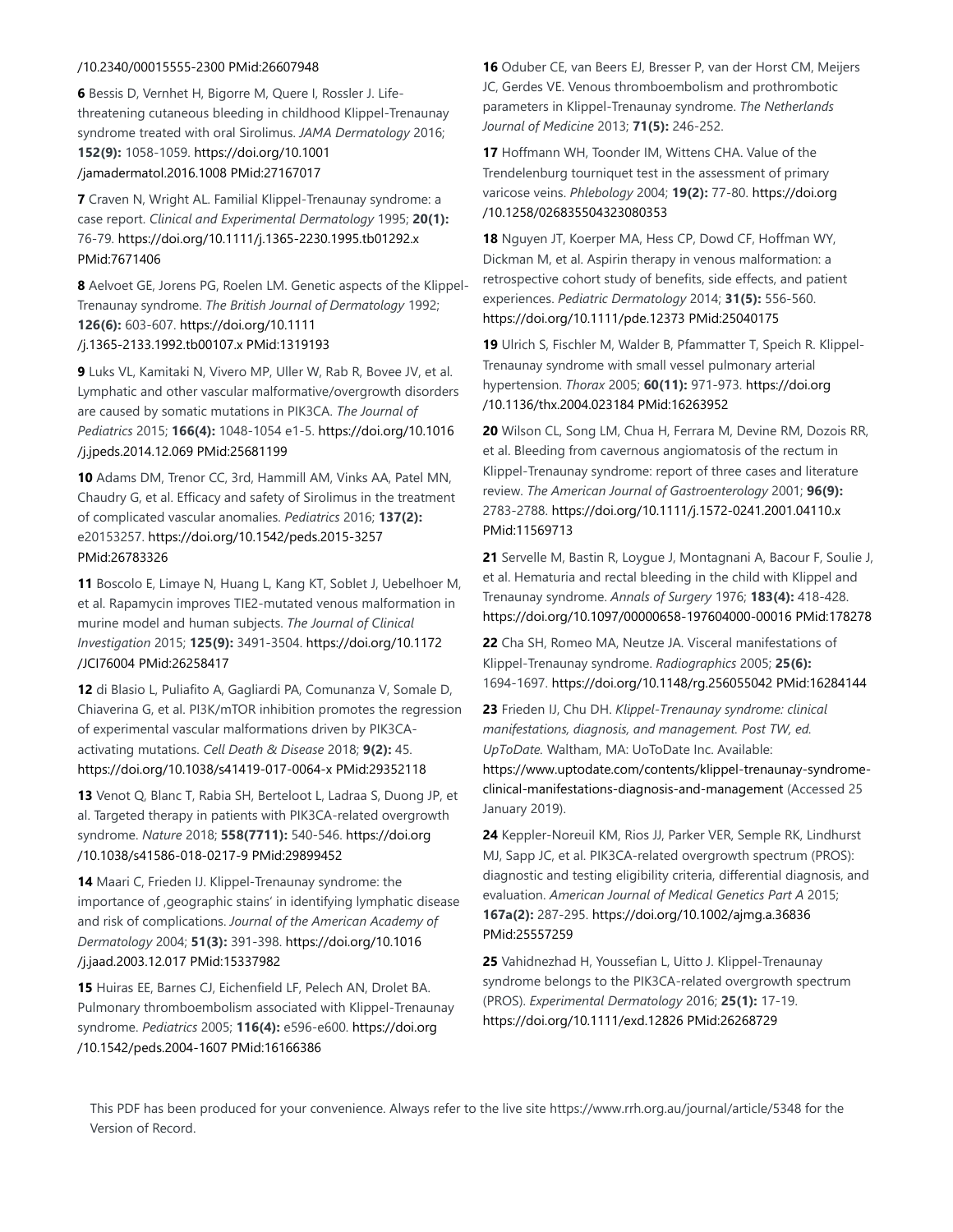/10.2340/00015555-2300 PMid:26607948

**6** Bessis D, Vernhet H, Bigorre M, Quere I, Rossler J. Life-threatening cutaneous bleeding in childhood Klippel-Trenaunay syndrome treated with oral Sirolimus. *JAMA Dermatology* 2016; **152(9):** 1058-1059. https://doi.org/10.1001/jamadermatol.2016.1008 PMid:27167017

**7** Craven N, Wright AL. Familial Klippel-Trenaunay syndrome: a case report. *Clinical and Experimental Dermatology* 1995; **20(1):** 76-79. https://doi.org/10.1111/j.1365-2230.1995.tb01292.x PMid:7671406

**8** Aelvoet GE, Jorens PG, Roelen LM. Genetic aspects of the Klippel-Trenaunay syndrome. *The British Journal of Dermatology* 1992; **126(6):** 603-607. https://doi.org/10.1111/j.1365-2133.1992.tb00107.x PMid:1319193

**9** Luks VL, Kamitaki N, Vivero MP, Uller W, Rab R, Bovee JV, et al. Lymphatic and other vascular malformative/overgrowth disorders are caused by somatic mutations in PIK3CA. *The Journal of Pediatrics* 2015; **166(4):** 1048-1054 e1-5. https://doi.org/10.1016/j.jpeds.2014.12.069 PMid:25681199

**10** Adams DM, Trenor CC, 3rd, Hammill AM, Vinks AA, Patel MN, Chaudry G, et al. Efficacy and safety of Sirolimus in the treatment of complicated vascular anomalies. *Pediatrics* 2016; **137(2):** e20153257. https://doi.org/10.1542/peds.2015-3257 PMid:26783326

**11** Boscolo E, Limaye N, Huang L, Kang KT, Soblet J, Uebelhoer M, et al. Rapamycin improves TIE2-mutated venous malformation in murine model and human subjects. *The Journal of Clinical Investigation* 2015; **125(9):** 3491-3504. https://doi.org/10.1172/JCI76004 PMid:26258417

**12** di Blasio L, Puliafito A, Gagliardi PA, Comunanza V, Somale D, Chiaverina G, et al. PI3K/mTOR inhibition promotes the regression of experimental vascular malformations driven by PIK3CA-activating mutations. *Cell Death & Disease* 2018; **9(2):** 45. https://doi.org/10.1038/s41419-017-0064-x PMid:29352118

**13** Venot Q, Blanc T, Rabia SH, Berteloot L, Ladraa S, Duong JP, et al. Targeted therapy in patients with PIK3CA-related overgrowth syndrome. *Nature* 2018; **558(7711):** 540-546. https://doi.org/10.1038/s41586-018-0217-9 PMid:29899452

**14** Maari C, Frieden IJ. Klippel-Trenaunay syndrome: the importance of ‚geographic stains' in identifying lymphatic disease and risk of complications. *Journal of the American Academy of Dermatology* 2004; **51(3):** 391-398. https://doi.org/10.1016/j.jaad.2003.12.017 PMid:15337982

**15** Huiras EE, Barnes CJ, Eichenfield LF, Pelech AN, Drolet BA. Pulmonary thromboembolism associated with Klippel-Trenaunay syndrome. *Pediatrics* 2005; **116(4):** e596-e600. https://doi.org/10.1542/peds.2004-1607 PMid:16166386

**16** Oduber CE, van Beers EJ, Bresser P, van der Horst CM, Meijers JC, Gerdes VE. Venous thromboembolism and prothrombotic parameters in Klippel-Trenaunay syndrome. *The Netherlands Journal of Medicine* 2013; **71(5):** 246-252.

**17** Hoffmann WH, Toonder IM, Wittens CHA. Value of the Trendelenburg tourniquet test in the assessment of primary varicose veins. *Phlebology* 2004; **19(2):** 77-80. https://doi.org/10.1258/026835504323080353

**18** Nguyen JT, Koerper MA, Hess CP, Dowd CF, Hoffman WY, Dickman M, et al. Aspirin therapy in venous malformation: a retrospective cohort study of benefits, side effects, and patient experiences. *Pediatric Dermatology* 2014; **31(5):** 556-560. https://doi.org/10.1111/pde.12373 PMid:25040175

**19** Ulrich S, Fischler M, Walder B, Pfammatter T, Speich R. Klippel-Trenaunay syndrome with small vessel pulmonary arterial hypertension. *Thorax* 2005; **60(11):** 971-973. https://doi.org/10.1136/thx.2004.023184 PMid:16263952

**20** Wilson CL, Song LM, Chua H, Ferrara M, Devine RM, Dozois RR, et al. Bleeding from cavernous angiomatosis of the rectum in Klippel-Trenaunay syndrome: report of three cases and literature review. *The American Journal of Gastroenterology* 2001; **96(9):** 2783-2788. https://doi.org/10.1111/j.1572-0241.2001.04110.x PMid:11569713

**21** Servelle M, Bastin R, Loygue J, Montagnani A, Bacour F, Soulie J, et al. Hematuria and rectal bleeding in the child with Klippel and Trenaunay syndrome. *Annals of Surgery* 1976; **183(4):** 418-428. https://doi.org/10.1097/00000658-197604000-00016 PMid:178278

**22** Cha SH, Romeo MA, Neutze JA. Visceral manifestations of Klippel-Trenaunay syndrome. *Radiographics* 2005; **25(6):** 1694-1697. https://doi.org/10.1148/rg.256055042 PMid:16284144

**23** Frieden IJ, Chu DH. *Klippel-Trenaunay syndrome: clinical manifestations, diagnosis, and management. Post TW, ed. UpToDate.* Waltham, MA: UoToDate Inc. Available: https://www.uptodate.com/contents/klippel-trenaunay-syndrome-clinical-manifestations-diagnosis-and-management (Accessed 25 January 2019).

**24** Keppler-Noreuil KM, Rios JJ, Parker VER, Semple RK, Lindhurst MJ, Sapp JC, et al. PIK3CA-related overgrowth spectrum (PROS): diagnostic and testing eligibility criteria, differential diagnosis, and evaluation. *American Journal of Medical Genetics Part A* 2015; **167a(2):** 287-295. https://doi.org/10.1002/ajmg.a.36836 PMid:25557259

**25** Vahidnezhad H, Youssefian L, Uitto J. Klippel-Trenaunay syndrome belongs to the PIK3CA-related overgrowth spectrum (PROS). *Experimental Dermatology* 2016; **25(1):** 17-19. https://doi.org/10.1111/exd.12826 PMid:26268729